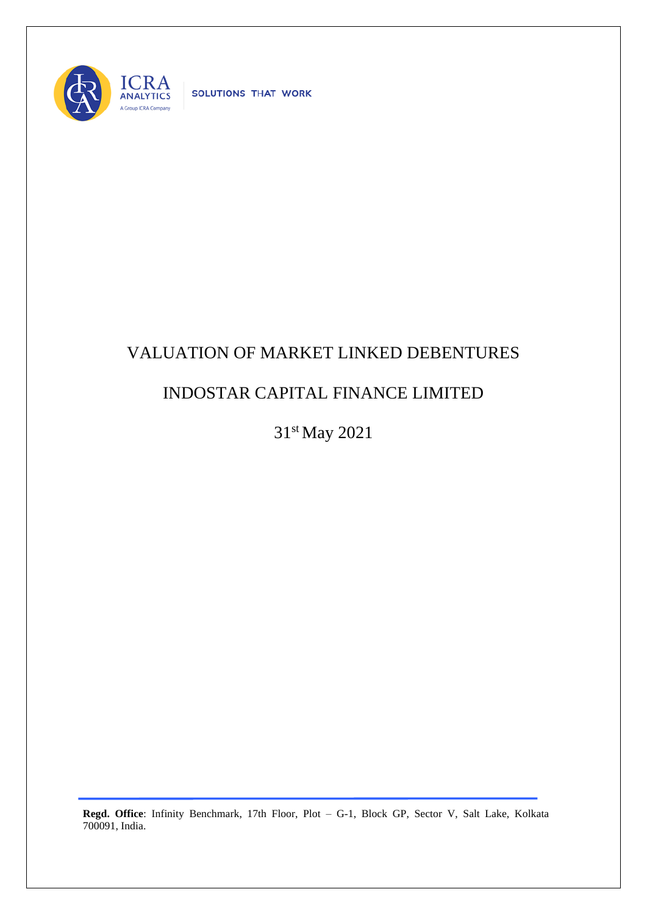ICRA ANALYTICS

A Group ICRA Company

SOLUTIONS THAT WORK

# VALUATION OF MARKET LINKED DEBENTURES

# INDOSTAR CAPITAL FINANCE LIMITED

31st May 2021

**Regd. Office**: Infinity Benchmark, 17th Floor, Plot – G-1, Block GP, Sector V, Salt Lake, Kolkata 700091, India.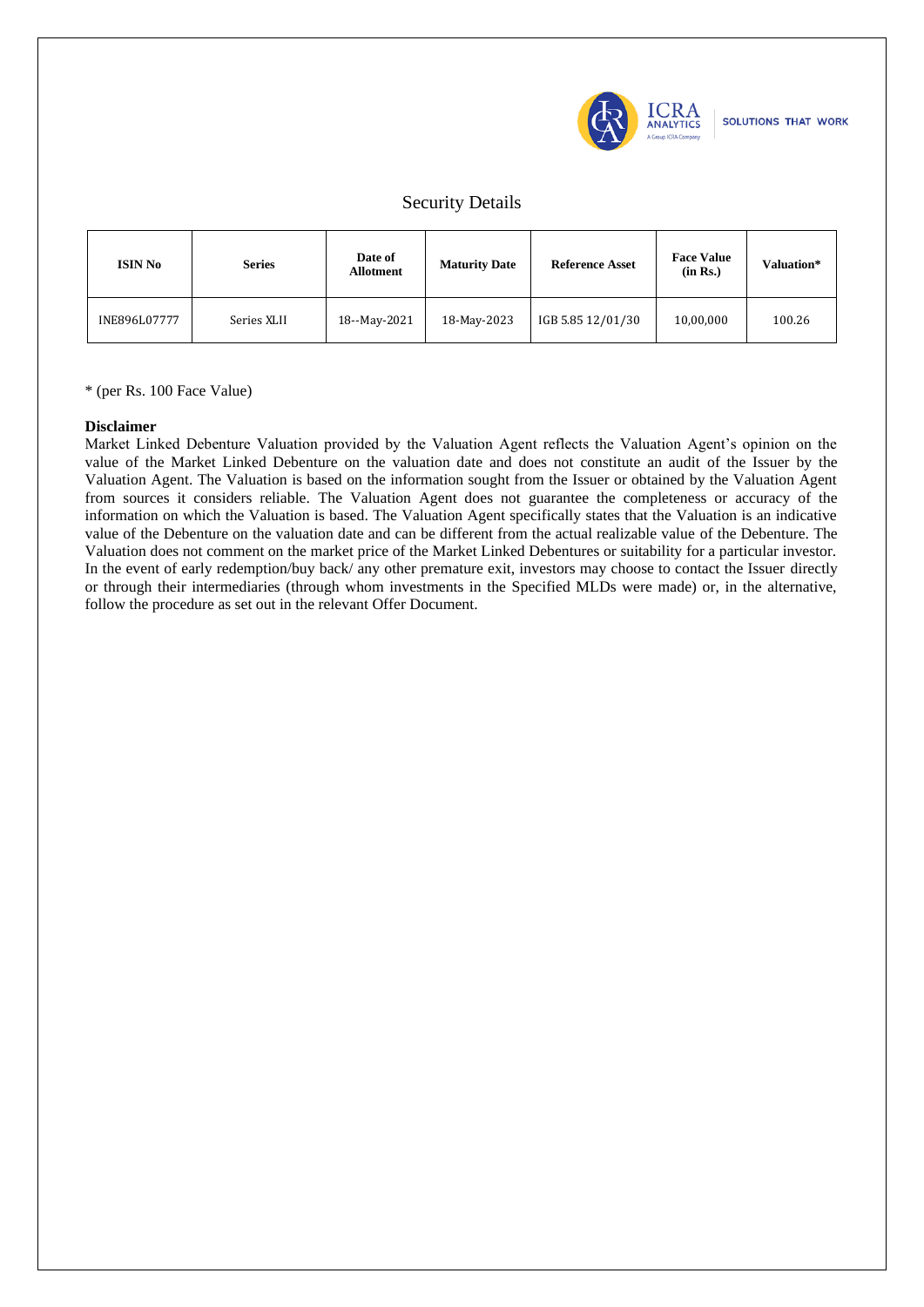## Security Details

| ISIN No | Series | Date of Allotment | Maturity Date | Reference Asset | Face Value (in Rs.) | Valuation* |
|---|---|---|---|---|---|---|
| INE896L07777 | Series XLII | 18--May-2021 | 18-May-2023 | IGB 5.85 12/01/30 | 10,00,000 | 100.26 |

* (per Rs. 100 Face Value)

**Disclaimer**

Market Linked Debenture Valuation provided by the Valuation Agent reflects the Valuation Agent's opinion on the value of the Market Linked Debenture on the valuation date and does not constitute an audit of the Issuer by the Valuation Agent. The Valuation is based on the information sought from the Issuer or obtained by the Valuation Agent from sources it considers reliable. The Valuation Agent does not guarantee the completeness or accuracy of the information on which the Valuation is based. The Valuation Agent specifically states that the Valuation is an indicative value of the Debenture on the valuation date and can be different from the actual realizable value of the Debenture. The Valuation does not comment on the market price of the Market Linked Debentures or suitability for a particular investor. In the event of early redemption/buy back/ any other premature exit, investors may choose to contact the Issuer directly or through their intermediaries (through whom investments in the Specified MLDs were made) or, in the alternative, follow the procedure as set out in the relevant Offer Document.